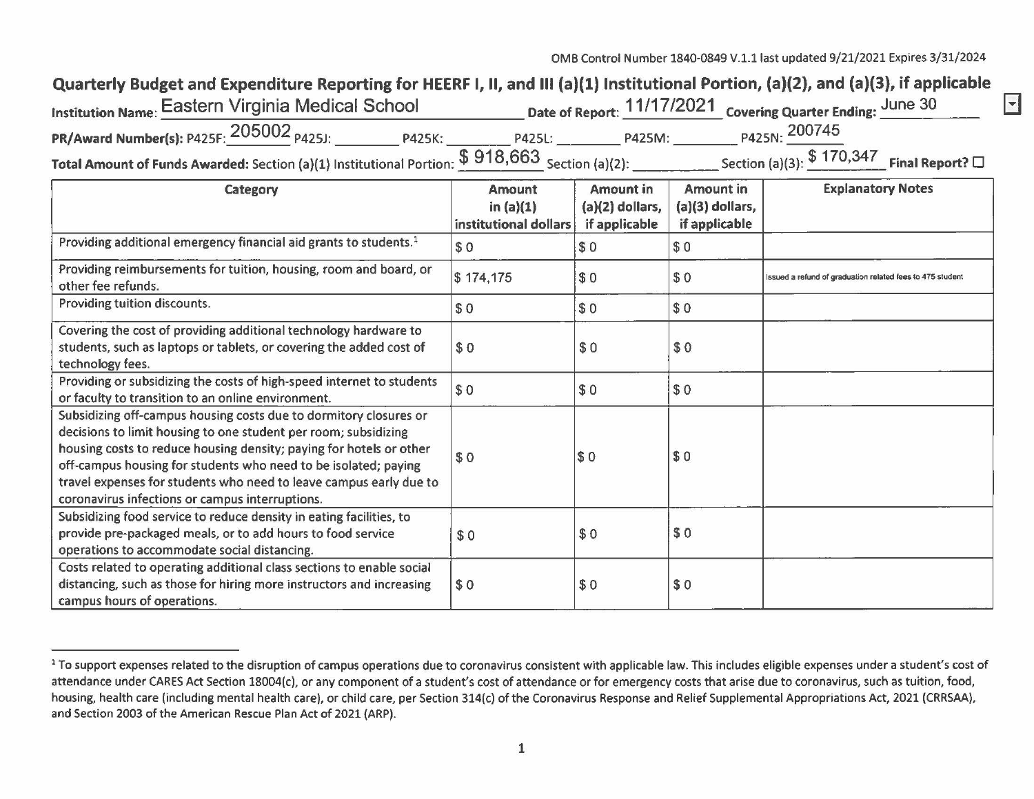OMB Control Number 1840-0849 V.1.1 last updated 9/21/2021 Expires 3/31/2024

## Quarterly Budget and Expenditure Reporting for HEERF I, II, and III (a)(1) Institutional Portion, (a)(2), and (a)(3), if applicable

**Institution Name:** Eastern Virginia Medical School **Date of Report:** 11/17/2021 **Covering Quarter Ending:** June 30

**PR/Award Number(s):** P425F: 205002 P425J: ________ P425K: ________ P425L: ________ P425M: ________ P425N: 200745

**Total Amount of Funds Awarded:** Section (a)(1) Institutional Portion: $ 918,663 Section (a)(2): ________ Section (a)(3): $ 170,347 **Final Report?** ☐

| Category | Amount in (a)(1) institutional dollars | Amount in (a)(2) dollars, if applicable | Amount in (a)(3) dollars, if applicable | Explanatory Notes |
|---|---|---|---|---|
| Providing additional emergency financial aid grants to students.[1] | $ 0 | $ 0 | $ 0 | |
| Providing reimbursements for tuition, housing, room and board, or other fee refunds. | $ 174,175 | $ 0 | $ 0 | Issued a refund of graduation related fees to 475 student |
| Providing tuition discounts. | $ 0 | $ 0 | $ 0 | |
| Covering the cost of providing additional technology hardware to students, such as laptops or tablets, or covering the added cost of technology fees. | $ 0 | $ 0 | $ 0 | |
| Providing or subsidizing the costs of high-speed internet to students or faculty to transition to an online environment. | $ 0 | $ 0 | $ 0 | |
| Subsidizing off-campus housing costs due to dormitory closures or decisions to limit housing to one student per room; subsidizing housing costs to reduce housing density; paying for hotels or other off-campus housing for students who need to be isolated; paying travel expenses for students who need to leave campus early due to coronavirus infections or campus interruptions. | $ 0 | $ 0 | $ 0 | |
| Subsidizing food service to reduce density in eating facilities, to provide pre-packaged meals, or to add hours to food service operations to accommodate social distancing. | $ 0 | $ 0 | $ 0 | |
| Costs related to operating additional class sections to enable social distancing, such as those for hiring more instructors and increasing campus hours of operations. | $ 0 | $ 0 | $ 0 | |

[1] To support expenses related to the disruption of campus operations due to coronavirus consistent with applicable law. This includes eligible expenses under a student's cost of attendance under CARES Act Section 18004(c), or any component of a student's cost of attendance or for emergency costs that arise due to coronavirus, such as tuition, food, housing, health care (including mental health care), or child care, per Section 314(c) of the Coronavirus Response and Relief Supplemental Appropriations Act, 2021 (CRRSAA), and Section 2003 of the American Rescue Plan Act of 2021 (ARP).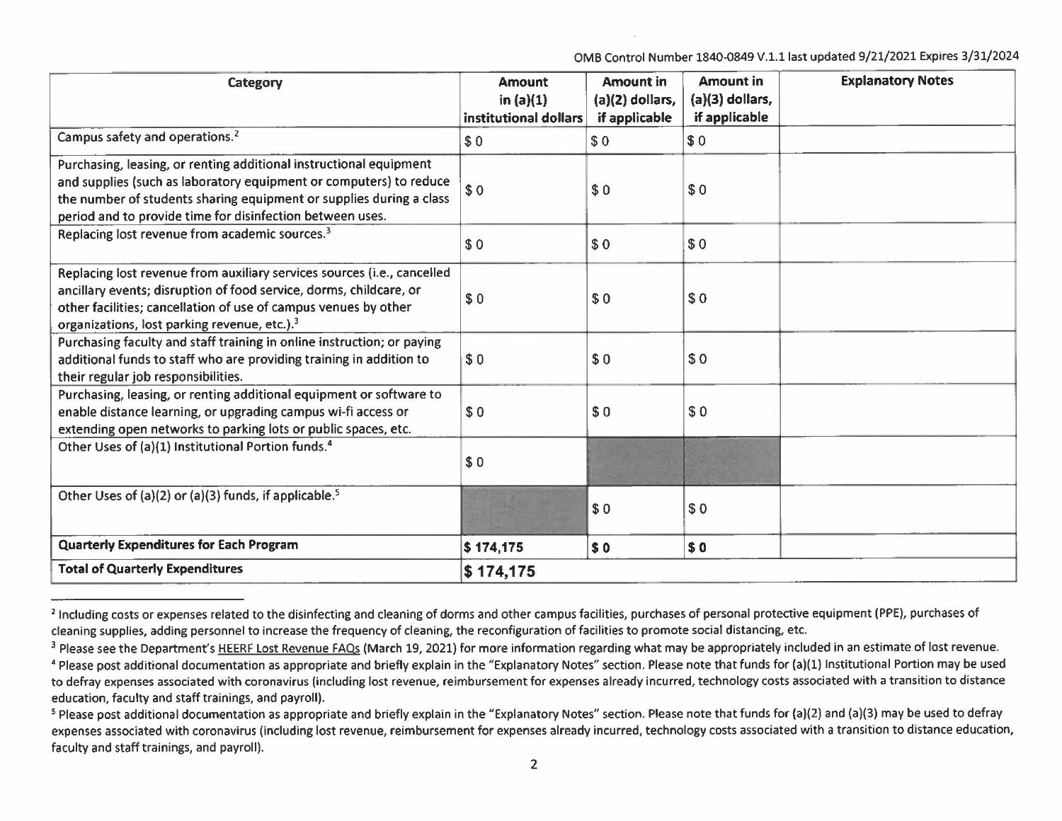OMB Control Number 1840-0849 V.1.1 last updated 9/21/2021 Expires 3/31/2024

| Category | Amount in (a)(1) institutional dollars | Amount in (a)(2) dollars, if applicable | Amount in (a)(3) dollars, if applicable | Explanatory Notes |
|---|---|---|---|---|
| Campus safety and operations.[2] | $ 0 | $ 0 | $ 0 | |
| Purchasing, leasing, or renting additional instructional equipment and supplies (such as laboratory equipment or computers) to reduce the number of students sharing equipment or supplies during a class period and to provide time for disinfection between uses. | $ 0 | $ 0 | $ 0 | |
| Replacing lost revenue from academic sources.[3] | $ 0 | $ 0 | $ 0 | |
| Replacing lost revenue from auxiliary services sources (i.e., cancelled ancillary events; disruption of food service, dorms, childcare, or other facilities; cancellation of use of campus venues by other organizations, lost parking revenue, etc.).[3] | $ 0 | $ 0 | $ 0 | |
| Purchasing faculty and staff training in online instruction; or paying additional funds to staff who are providing training in addition to their regular job responsibilities. | $ 0 | $ 0 | $ 0 | |
| Purchasing, leasing, or renting additional equipment or software to enable distance learning, or upgrading campus wi-fi access or extending open networks to parking lots or public spaces, etc. | $ 0 | $ 0 | $ 0 | |
| Other Uses of (a)(1) Institutional Portion funds.[4] | $ 0 | | | |
| Other Uses of (a)(2) or (a)(3) funds, if applicable.[5] | | $ 0 | $ 0 | |
| **Quarterly Expenditures for Each Program** | **$ 174,175** | **$ 0** | **$ 0** | |
| **Total of Quarterly Expenditures** | **$ 174,175** | | | |

[2] Including costs or expenses related to the disinfecting and cleaning of dorms and other campus facilities, purchases of personal protective equipment (PPE), purchases of cleaning supplies, adding personnel to increase the frequency of cleaning, the reconfiguration of facilities to promote social distancing, etc.

[3] Please see the Department's HEERF Lost Revenue FAQs (March 19, 2021) for more information regarding what may be appropriately included in an estimate of lost revenue.

[4] Please post additional documentation as appropriate and briefly explain in the "Explanatory Notes" section. Please note that funds for (a)(1) Institutional Portion may be used to defray expenses associated with coronavirus (including lost revenue, reimbursement for expenses already incurred, technology costs associated with a transition to distance education, faculty and staff trainings, and payroll).

[5] Please post additional documentation as appropriate and briefly explain in the "Explanatory Notes" section. Please note that funds for (a)(2) and (a)(3) may be used to defray expenses associated with coronavirus (including lost revenue, reimbursement for expenses already incurred, technology costs associated with a transition to distance education, faculty and staff trainings, and payroll).